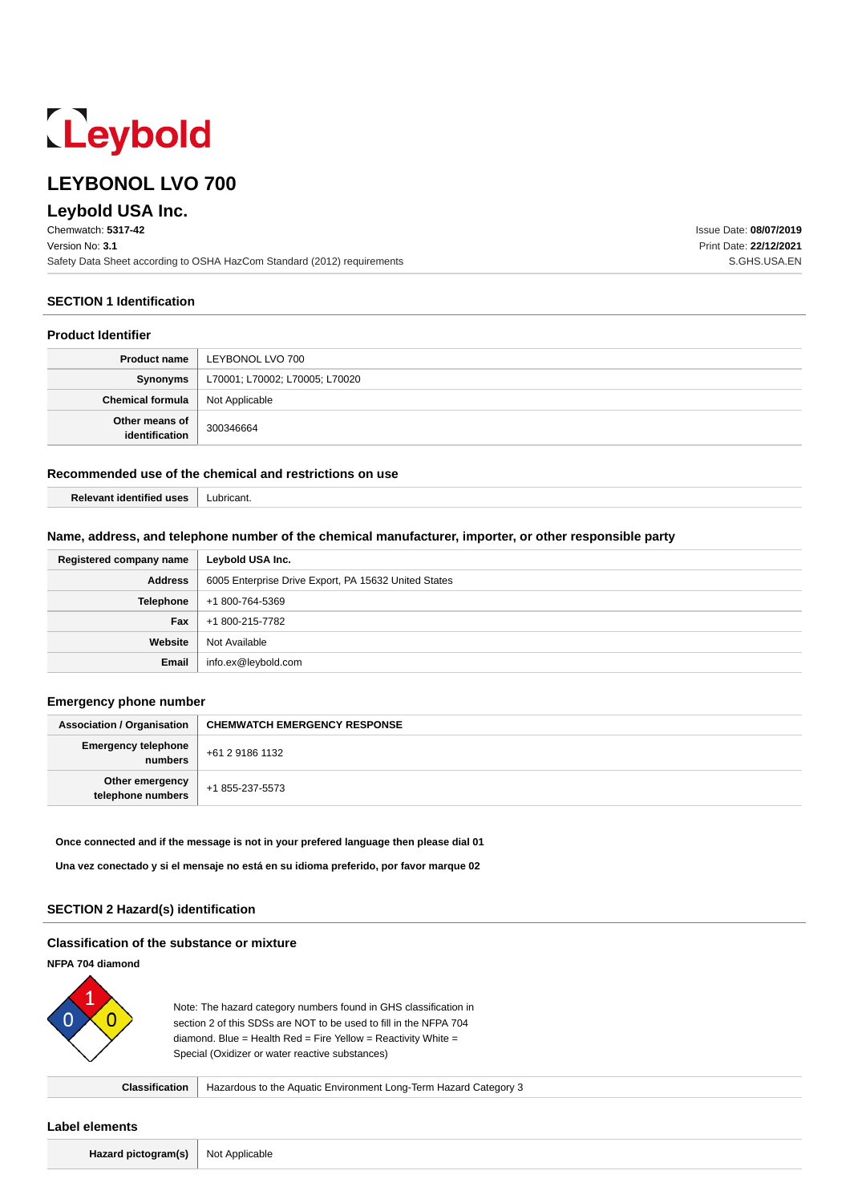Leybold

# LEYBONOL LVO 700

## Leybold USA Inc.

Chemwatch: **5317-42**
Version No: **3.1**
Safety Data Sheet according to OSHA HazCom Standard (2012) requirements

Issue Date: **08/07/2019**
Print Date: **22/12/2021**
S.GHS.USA.EN

### SECTION 1 Identification

#### Product Identifier

| | |
|---|---|
| **Product name** | LEYBONOL LVO 700 |
| **Synonyms** | L70001; L70002; L70005; L70020 |
| **Chemical formula** | Not Applicable |
| **Other means of identification** | 300346664 |

#### Recommended use of the chemical and restrictions on use

| | |
|---|---|
| **Relevant identified uses** | Lubricant. |

#### Name, address, and telephone number of the chemical manufacturer, importer, or other responsible party

| | |
|---|---|
| **Registered company name** | Leybold USA Inc. |
| **Address** | 6005 Enterprise Drive Export, PA 15632 United States |
| **Telephone** | +1 800-764-5369 |
| **Fax** | +1 800-215-7782 |
| **Website** | Not Available |
| **Email** | info.ex@leybold.com |

#### Emergency phone number

| | |
|---|---|
| **Association / Organisation** | **CHEMWATCH EMERGENCY RESPONSE** |
| **Emergency telephone numbers** | +61 2 9186 1132 |
| **Other emergency telephone numbers** | +1 855-237-5573 |

**Once connected and if the message is not in your prefered language then please dial 01**

**Una vez conectado y si el mensaje no está en su idioma preferido, por favor marque 02**

### SECTION 2 Hazard(s) identification

#### Classification of the substance or mixture

**NFPA 704 diamond**

Health: 0, Fire: 1, Reactivity: 0

Note: The hazard category numbers found in GHS classification in section 2 of this SDSs are NOT to be used to fill in the NFPA 704 diamond. Blue = Health Red = Fire Yellow = Reactivity White = Special (Oxidizer or water reactive substances)

| | |
|---|---|
| **Classification** | Hazardous to the Aquatic Environment Long-Term Hazard Category 3 |

#### Label elements

| | |
|---|---|
| **Hazard pictogram(s)** | Not Applicable |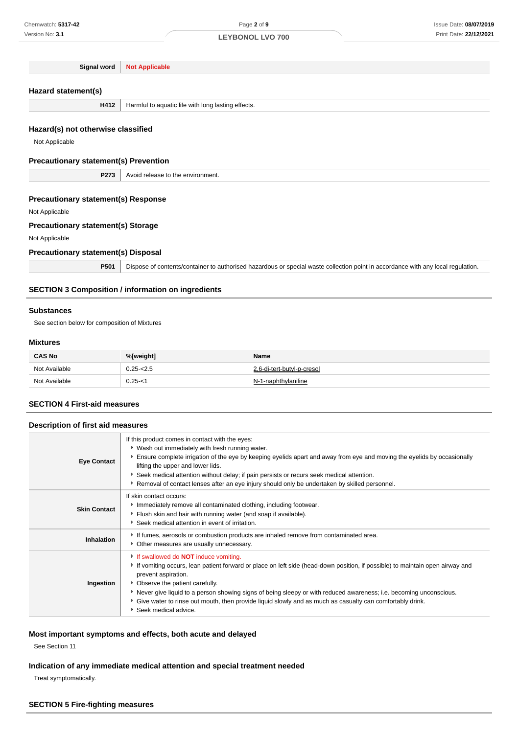| Signal word | Not Applicable |
|---|---|

### Hazard statement(s)

| H412 | Harmful to aquatic life with long lasting effects. |
|---|---|

### Hazard(s) not otherwise classified

Not Applicable

### Precautionary statement(s) Prevention

| P273 | Avoid release to the environment. |
|---|---|

### Precautionary statement(s) Response

Not Applicable

### Precautionary statement(s) Storage

Not Applicable

### Precautionary statement(s) Disposal

| P501 | Dispose of contents/container to authorised hazardous or special waste collection point in accordance with any local regulation. |
|---|---|

## SECTION 3 Composition / information on ingredients

### Substances

See section below for composition of Mixtures

### Mixtures

| CAS No | %[weight] | Name |
|---|---|---|
| Not Available | 0.25-<2.5 | 2,6-di-tert-butyl-p-cresol |
| Not Available | 0.25-<1 | N-1-naphthylaniline |

## SECTION 4 First-aid measures

### Description of first aid measures

| | |
|---|---|
| **Eye Contact** | If this product comes in contact with the eyes:<br>- Wash out immediately with fresh running water.<br>- Ensure complete irrigation of the eye by keeping eyelids apart and away from eye and moving the eyelids by occasionally lifting the upper and lower lids.<br>- Seek medical attention without delay; if pain persists or recurs seek medical attention.<br>- Removal of contact lenses after an eye injury should only be undertaken by skilled personnel. |
| **Skin Contact** | If skin contact occurs:<br>- Immediately remove all contaminated clothing, including footwear.<br>- Flush skin and hair with running water (and soap if available).<br>- Seek medical attention in event of irritation. |
| **Inhalation** | - If fumes, aerosols or combustion products are inhaled remove from contaminated area.<br>- Other measures are usually unnecessary. |
| **Ingestion** | - If swallowed do **NOT** induce vomiting.<br>- If vomiting occurs, lean patient forward or place on left side (head-down position, if possible) to maintain open airway and prevent aspiration.<br>- Observe the patient carefully.<br>- Never give liquid to a person showing signs of being sleepy or with reduced awareness; i.e. becoming unconscious.<br>- Give water to rinse out mouth, then provide liquid slowly and as much as casualty can comfortably drink.<br>- Seek medical advice. |

### Most important symptoms and effects, both acute and delayed

See Section 11

### Indication of any immediate medical attention and special treatment needed

Treat symptomatically.

## SECTION 5 Fire-fighting measures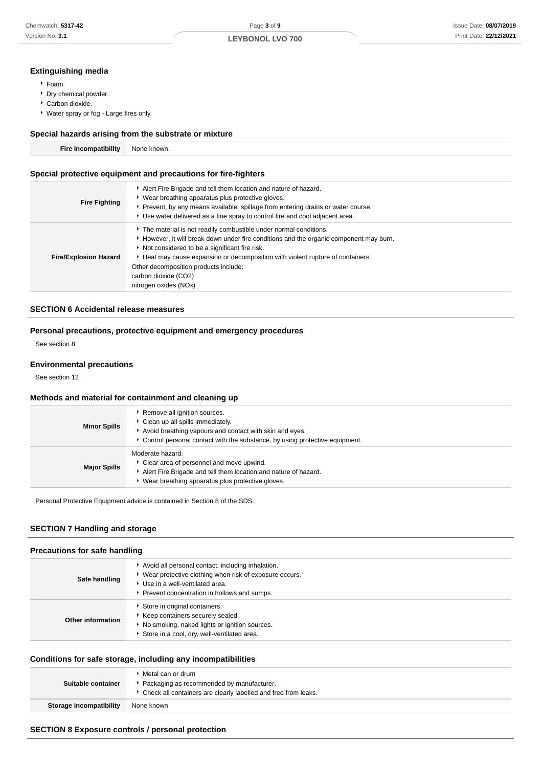### Extinguishing media

- Foam.
- Dry chemical powder.
- Carbon dioxide.
- Water spray or fog - Large fires only.

### Special hazards arising from the substrate or mixture

| | |
|---|---|
| **Fire Incompatibility** | None known. |

### Special protective equipment and precautions for fire-fighters

| | |
|---|---|
| **Fire Fighting** | - Alert Fire Brigade and tell them location and nature of hazard.<br>- Wear breathing apparatus plus protective gloves.<br>- Prevent, by any means available, spillage from entering drains or water course.<br>- Use water delivered as a fine spray to control fire and cool adjacent area. |
| **Fire/Explosion Hazard** | - The material is not readily combustible under normal conditions.<br>- However, it will break down under fire conditions and the organic component may burn.<br>- Not considered to be a significant fire risk.<br>- Heat may cause expansion or decomposition with violent rupture of containers.<br>Other decomposition products include:<br>carbon dioxide ($CO_2$)<br>nitrogen oxides ($NO_x$) |

## SECTION 6 Accidental release measures

### Personal precautions, protective equipment and emergency procedures

See section 8

### Environmental precautions

See section 12

### Methods and material for containment and cleaning up

| | |
|---|---|
| **Minor Spills** | - Remove all ignition sources.<br>- Clean up all spills immediately.<br>- Avoid breathing vapours and contact with skin and eyes.<br>- Control personal contact with the substance, by using protective equipment. |
| **Major Spills** | Moderate hazard.<br>- Clear area of personnel and move upwind.<br>- Alert Fire Brigade and tell them location and nature of hazard.<br>- Wear breathing apparatus plus protective gloves. |

Personal Protective Equipment advice is contained in Section 8 of the SDS.

## SECTION 7 Handling and storage

### Precautions for safe handling

| | |
|---|---|
| **Safe handling** | - Avoid all personal contact, including inhalation.<br>- Wear protective clothing when risk of exposure occurs.<br>- Use in a well-ventilated area.<br>- Prevent concentration in hollows and sumps. |
| **Other information** | - Store in original containers.<br>- Keep containers securely sealed.<br>- No smoking, naked lights or ignition sources.<br>- Store in a cool, dry, well-ventilated area. |

### Conditions for safe storage, including any incompatibilities

| | |
|---|---|
| **Suitable container** | - Metal can or drum<br>- Packaging as recommended by manufacturer.<br>- Check all containers are clearly labelled and free from leaks. |
| **Storage incompatibility** | None known |

## SECTION 8 Exposure controls / personal protection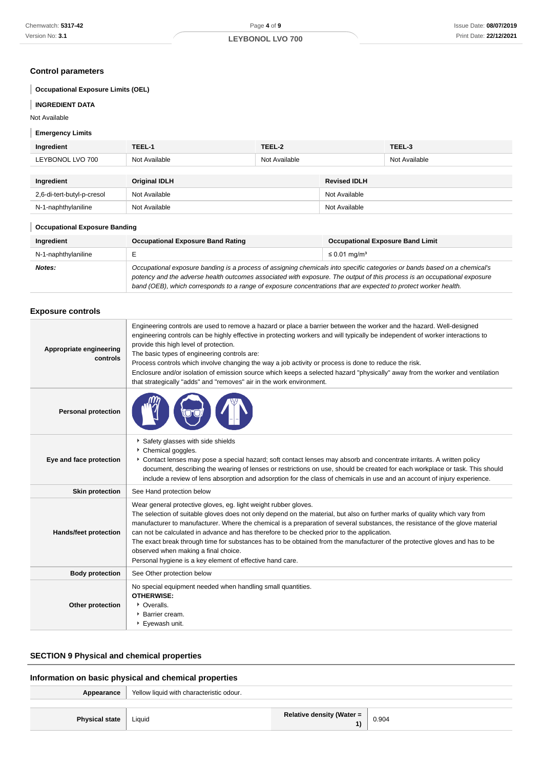## Control parameters

### Occupational Exposure Limits (OEL)

### INGREDIENT DATA

Not Available

### Emergency Limits

| Ingredient | TEEL-1 | TEEL-2 | TEEL-3 |
|---|---|---|---|
| LEYBONOL LVO 700 | Not Available | Not Available | Not Available |

| Ingredient | Original IDLH | Revised IDLH |
|---|---|---|
| 2,6-di-tert-butyl-p-cresol | Not Available | Not Available |
| N-1-naphthylaniline | Not Available | Not Available |

### Occupational Exposure Banding

| Ingredient | Occupational Exposure Band Rating | Occupational Exposure Band Limit |
|---|---|---|
| N-1-naphthylaniline | E | ≤ 0.01 mg/m³ |
| ***Notes:*** | *Occupational exposure banding is a process of assigning chemicals into specific categories or bands based on a chemical's potency and the adverse health outcomes associated with exposure. The output of this process is an occupational exposure band (OEB), which corresponds to a range of exposure concentrations that are expected to protect worker health.* | |

## Exposure controls

| | |
|---|---|
| **Appropriate engineering controls** | Engineering controls are used to remove a hazard or place a barrier between the worker and the hazard. Well-designed engineering controls can be highly effective in protecting workers and will typically be independent of worker interactions to provide this high level of protection.<br>The basic types of engineering controls are:<br>Process controls which involve changing the way a job activity or process is done to reduce the risk.<br>Enclosure and/or isolation of emission source which keeps a selected hazard "physically" away from the worker and ventilation that strategically "adds" and "removes" air in the work environment. |
| **Personal protection** | |
| **Eye and face protection** | ▸ Safety glasses with side shields<br>▸ Chemical goggles.<br>▸ Contact lenses may pose a special hazard; soft contact lenses may absorb and concentrate irritants. A written policy document, describing the wearing of lenses or restrictions on use, should be created for each workplace or task. This should include a review of lens absorption and adsorption for the class of chemicals in use and an account of injury experience. |
| **Skin protection** | See Hand protection below |
| **Hands/feet protection** | Wear general protective gloves, eg. light weight rubber gloves.<br>The selection of suitable gloves does not only depend on the material, but also on further marks of quality which vary from manufacturer to manufacturer. Where the chemical is a preparation of several substances, the resistance of the glove material can not be calculated in advance and has therefore to be checked prior to the application.<br>The exact break through time for substances has to be obtained from the manufacturer of the protective gloves and has to be observed when making a final choice.<br>Personal hygiene is a key element of effective hand care. |
| **Body protection** | See Other protection below |
| **Other protection** | No special equipment needed when handling small quantities.<br>**OTHERWISE:**<br>▸ Overalls.<br>▸ Barrier cream.<br>▸ Eyewash unit. |

## SECTION 9 Physical and chemical properties

### Information on basic physical and chemical properties

| | | | |
|---|---|---|---|
| **Appearance** | Yellow liquid with characteristic odour. | | |
| **Physical state** | Liquid | **Relative density (Water = 1)** | 0.904 |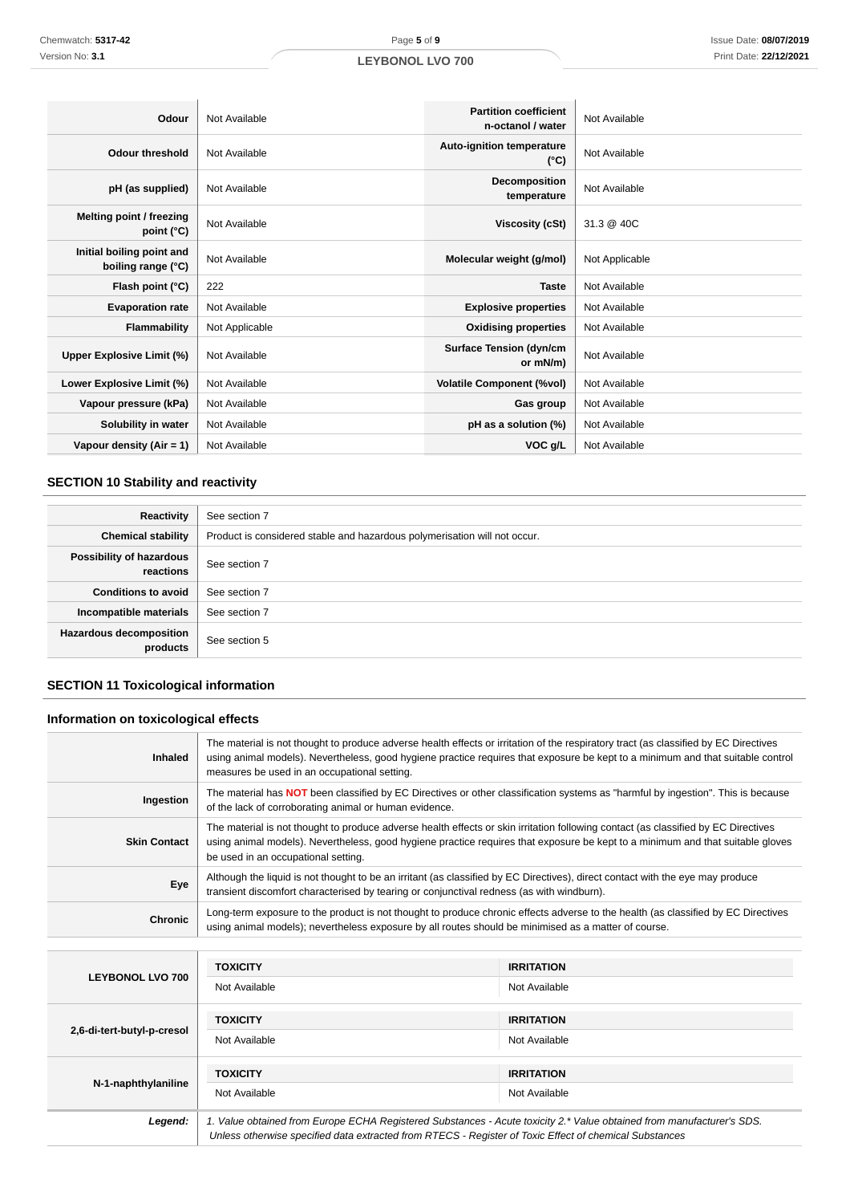| | | | |
|---|---|---|---|
| **Odour** | Not Available | **Partition coefficient n-octanol / water** | Not Available |
| **Odour threshold** | Not Available | **Auto-ignition temperature (°C)** | Not Available |
| **pH (as supplied)** | Not Available | **Decomposition temperature** | Not Available |
| **Melting point / freezing point (°C)** | Not Available | **Viscosity (cSt)** | 31.3 @ 40C |
| **Initial boiling point and boiling range (°C)** | Not Available | **Molecular weight (g/mol)** | Not Applicable |
| **Flash point (°C)** | 222 | **Taste** | Not Available |
| **Evaporation rate** | Not Available | **Explosive properties** | Not Available |
| **Flammability** | Not Applicable | **Oxidising properties** | Not Available |
| **Upper Explosive Limit (%)** | Not Available | **Surface Tension (dyn/cm or mN/m)** | Not Available |
| **Lower Explosive Limit (%)** | Not Available | **Volatile Component (%vol)** | Not Available |
| **Vapour pressure (kPa)** | Not Available | **Gas group** | Not Available |
| **Solubility in water** | Not Available | **pH as a solution (%)** | Not Available |
| **Vapour density (Air = 1)** | Not Available | **VOC g/L** | Not Available |

## SECTION 10 Stability and reactivity

| | |
|---|---|
| **Reactivity** | See section 7 |
| **Chemical stability** | Product is considered stable and hazardous polymerisation will not occur. |
| **Possibility of hazardous reactions** | See section 7 |
| **Conditions to avoid** | See section 7 |
| **Incompatible materials** | See section 7 |
| **Hazardous decomposition products** | See section 5 |

## SECTION 11 Toxicological information

### Information on toxicological effects

| | |
|---|---|
| **Inhaled** | The material is not thought to produce adverse health effects or irritation of the respiratory tract (as classified by EC Directives using animal models). Nevertheless, good hygiene practice requires that exposure be kept to a minimum and that suitable control measures be used in an occupational setting. |
| **Ingestion** | The material has **NOT** been classified by EC Directives or other classification systems as "harmful by ingestion". This is because of the lack of corroborating animal or human evidence. |
| **Skin Contact** | The material is not thought to produce adverse health effects or skin irritation following contact (as classified by EC Directives using animal models). Nevertheless, good hygiene practice requires that exposure be kept to a minimum and that suitable gloves be used in an occupational setting. |
| **Eye** | Although the liquid is not thought to be an irritant (as classified by EC Directives), direct contact with the eye may produce transient discomfort characterised by tearing or conjunctival redness (as with windburn). |
| **Chronic** | Long-term exposure to the product is not thought to produce chronic effects adverse to the health (as classified by EC Directives using animal models); nevertheless exposure by all routes should be minimised as a matter of course. |

| | TOXICITY | IRRITATION |
|---|---|---|
| **LEYBONOL LVO 700** | Not Available | Not Available |
| **2,6-di-tert-butyl-p-cresol** | Not Available | Not Available |
| **N-1-naphthylaniline** | Not Available | Not Available |
| ***Legend:*** | *1. Value obtained from Europe ECHA Registered Substances - Acute toxicity 2.* Value obtained from manufacturer's SDS. Unless otherwise specified data extracted from RTECS - Register of Toxic Effect of chemical Substances* | |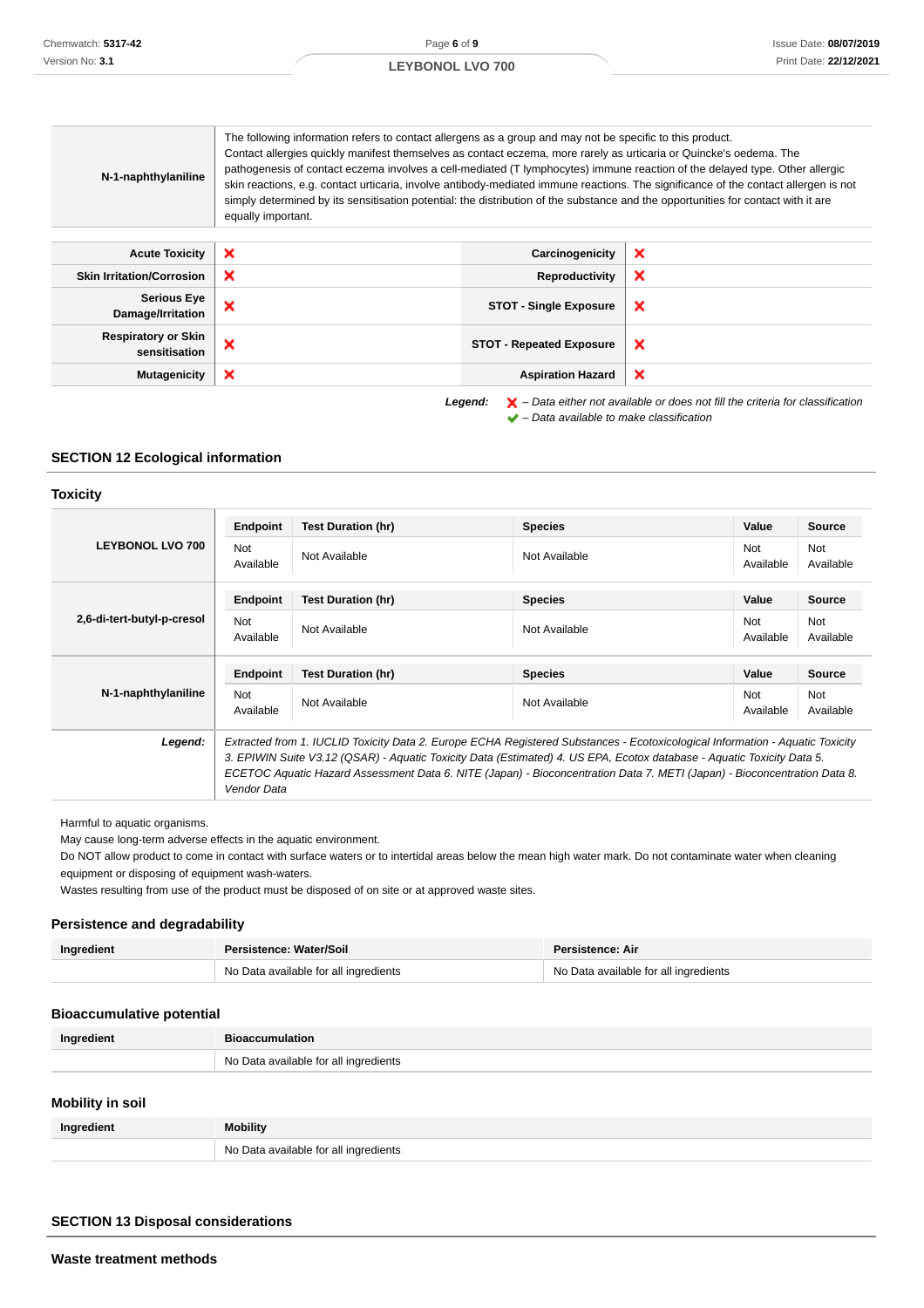| N-1-naphthylaniline | The following information refers to contact allergens as a group and may not be specific to this product. Contact allergies quickly manifest themselves as contact eczema, more rarely as urticaria or Quincke's oedema. The pathogenesis of contact eczema involves a cell-mediated (T lymphocytes) immune reaction of the delayed type. Other allergic skin reactions, e.g. contact urticaria, involve antibody-mediated immune reactions. The significance of the contact allergen is not simply determined by its sensitisation potential: the distribution of the substance and the opportunities for contact with it are equally important. |
|---|---|

| | | | |
|---|---|---|---|
| **Acute Toxicity** | ✘ | **Carcinogenicity** | ✘ |
| **Skin Irritation/Corrosion** | ✘ | **Reproductivity** | ✘ |
| **Serious Eye Damage/Irritation** | ✘ | **STOT - Single Exposure** | ✘ |
| **Respiratory or Skin sensitisation** | ✘ | **STOT - Repeated Exposure** | ✘ |
| **Mutagenicity** | ✘ | **Aspiration Hazard** | ✘ |

***Legend:*** *✘ – Data either not available or does not fill the criteria for classification*
*✔ – Data available to make classification*

## SECTION 12 Ecological information

### Toxicity

| | Endpoint | Test Duration (hr) | Species | Value | Source |
|---|---|---|---|---|---|
| **LEYBONOL LVO 700** | Not Available | Not Available | Not Available | Not Available | Not Available |
| **2,6-di-tert-butyl-p-cresol** | Not Available | Not Available | Not Available | Not Available | Not Available |
| **N-1-naphthylaniline** | Not Available | Not Available | Not Available | Not Available | Not Available |
| ***Legend:*** | *Extracted from 1. IUCLID Toxicity Data 2. Europe ECHA Registered Substances - Ecotoxicological Information - Aquatic Toxicity 3. EPIWIN Suite V3.12 (QSAR) - Aquatic Toxicity Data (Estimated) 4. US EPA, Ecotox database - Aquatic Toxicity Data 5. ECETOC Aquatic Hazard Assessment Data 6. NITE (Japan) - Bioconcentration Data 7. METI (Japan) - Bioconcentration Data 8. Vendor Data* | | | | |

Harmful to aquatic organisms.
May cause long-term adverse effects in the aquatic environment.
Do NOT allow product to come in contact with surface waters or to intertidal areas below the mean high water mark. Do not contaminate water when cleaning equipment or disposing of equipment wash-waters.
Wastes resulting from use of the product must be disposed of on site or at approved waste sites.

### Persistence and degradability

| Ingredient | Persistence: Water/Soil | Persistence: Air |
|---|---|---|
| | No Data available for all ingredients | No Data available for all ingredients |

### Bioaccumulative potential

| Ingredient | Bioaccumulation |
|---|---|
| | No Data available for all ingredients |

### Mobility in soil

| Ingredient | Mobility |
|---|---|
| | No Data available for all ingredients |

## SECTION 13 Disposal considerations

### Waste treatment methods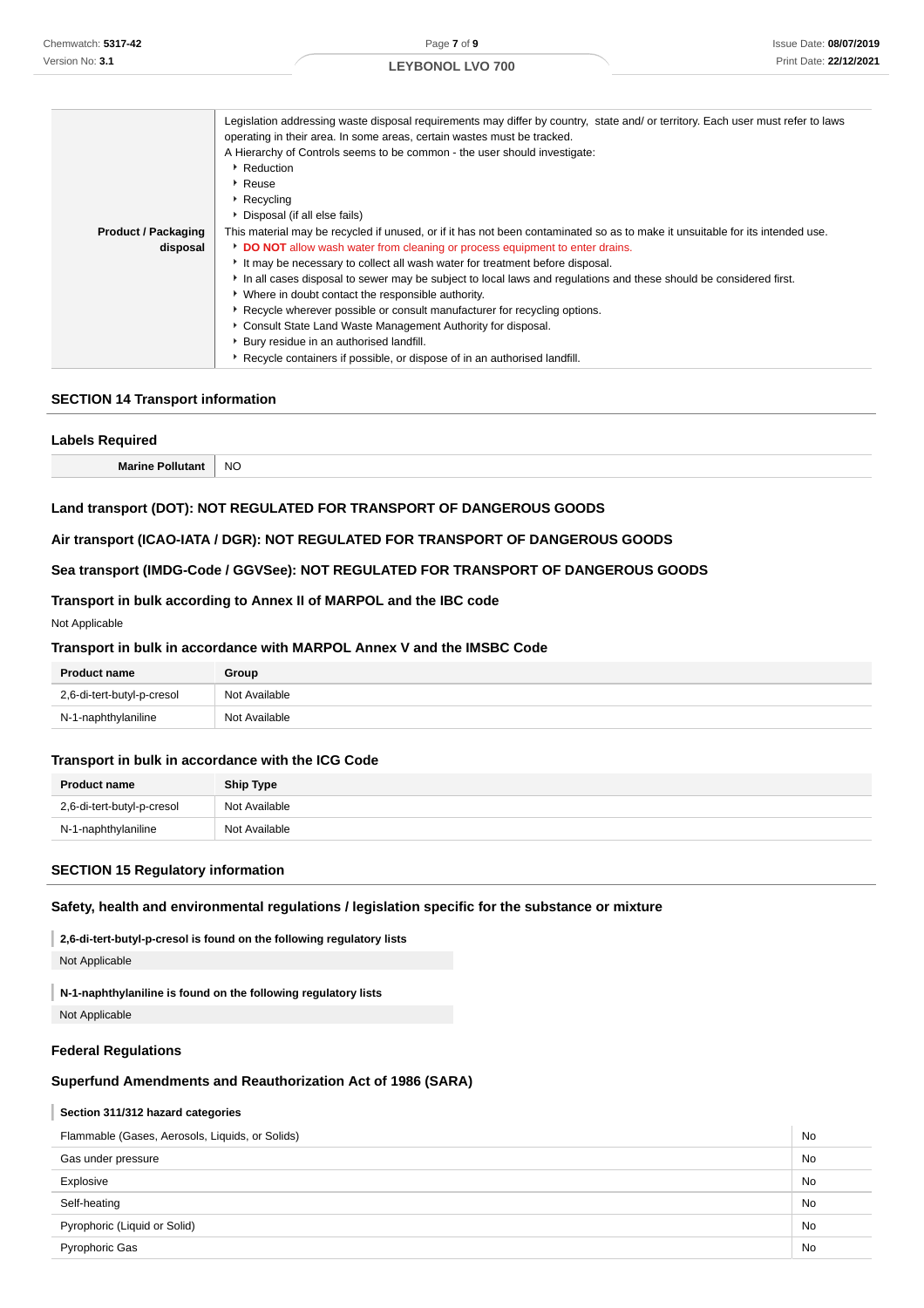| | |
|---|---|
| **Product / Packaging disposal** | Legislation addressing waste disposal requirements may differ by country, state and/ or territory. Each user must refer to laws operating in their area. In some areas, certain wastes must be tracked.<br>A Hierarchy of Controls seems to be common - the user should investigate:<br>‣ Reduction<br>‣ Reuse<br>‣ Recycling<br>‣ Disposal (if all else fails)<br>This material may be recycled if unused, or if it has not been contaminated so as to make it unsuitable for its intended use.<br>‣ **DO NOT** allow wash water from cleaning or process equipment to enter drains.<br>‣ It may be necessary to collect all wash water for treatment before disposal.<br>‣ In all cases disposal to sewer may be subject to local laws and regulations and these should be considered first.<br>‣ Where in doubt contact the responsible authority.<br>‣ Recycle wherever possible or consult manufacturer for recycling options.<br>‣ Consult State Land Waste Management Authority for disposal.<br>‣ Bury residue in an authorised landfill.<br>‣ Recycle containers if possible, or dispose of in an authorised landfill. |

## SECTION 14 Transport information

### Labels Required

| | |
|---|---|
| **Marine Pollutant** | NO |

### Land transport (DOT): NOT REGULATED FOR TRANSPORT OF DANGEROUS GOODS

### Air transport (ICAO-IATA / DGR): NOT REGULATED FOR TRANSPORT OF DANGEROUS GOODS

### Sea transport (IMDG-Code / GGVSee): NOT REGULATED FOR TRANSPORT OF DANGEROUS GOODS

### Transport in bulk according to Annex II of MARPOL and the IBC code

Not Applicable

### Transport in bulk in accordance with MARPOL Annex V and the IMSBC Code

| Product name | Group |
|---|---|
| 2,6-di-tert-butyl-p-cresol | Not Available |
| N-1-naphthylaniline | Not Available |

### Transport in bulk in accordance with the ICG Code

| Product name | Ship Type |
|---|---|
| 2,6-di-tert-butyl-p-cresol | Not Available |
| N-1-naphthylaniline | Not Available |

## SECTION 15 Regulatory information

### Safety, health and environmental regulations / legislation specific for the substance or mixture

**2,6-di-tert-butyl-p-cresol is found on the following regulatory lists**

Not Applicable

**N-1-naphthylaniline is found on the following regulatory lists**

Not Applicable

### Federal Regulations

### Superfund Amendments and Reauthorization Act of 1986 (SARA)

**Section 311/312 hazard categories**

| | |
|---|---|
| Flammable (Gases, Aerosols, Liquids, or Solids) | No |
| Gas under pressure | No |
| Explosive | No |
| Self-heating | No |
| Pyrophoric (Liquid or Solid) | No |
| Pyrophoric Gas | No |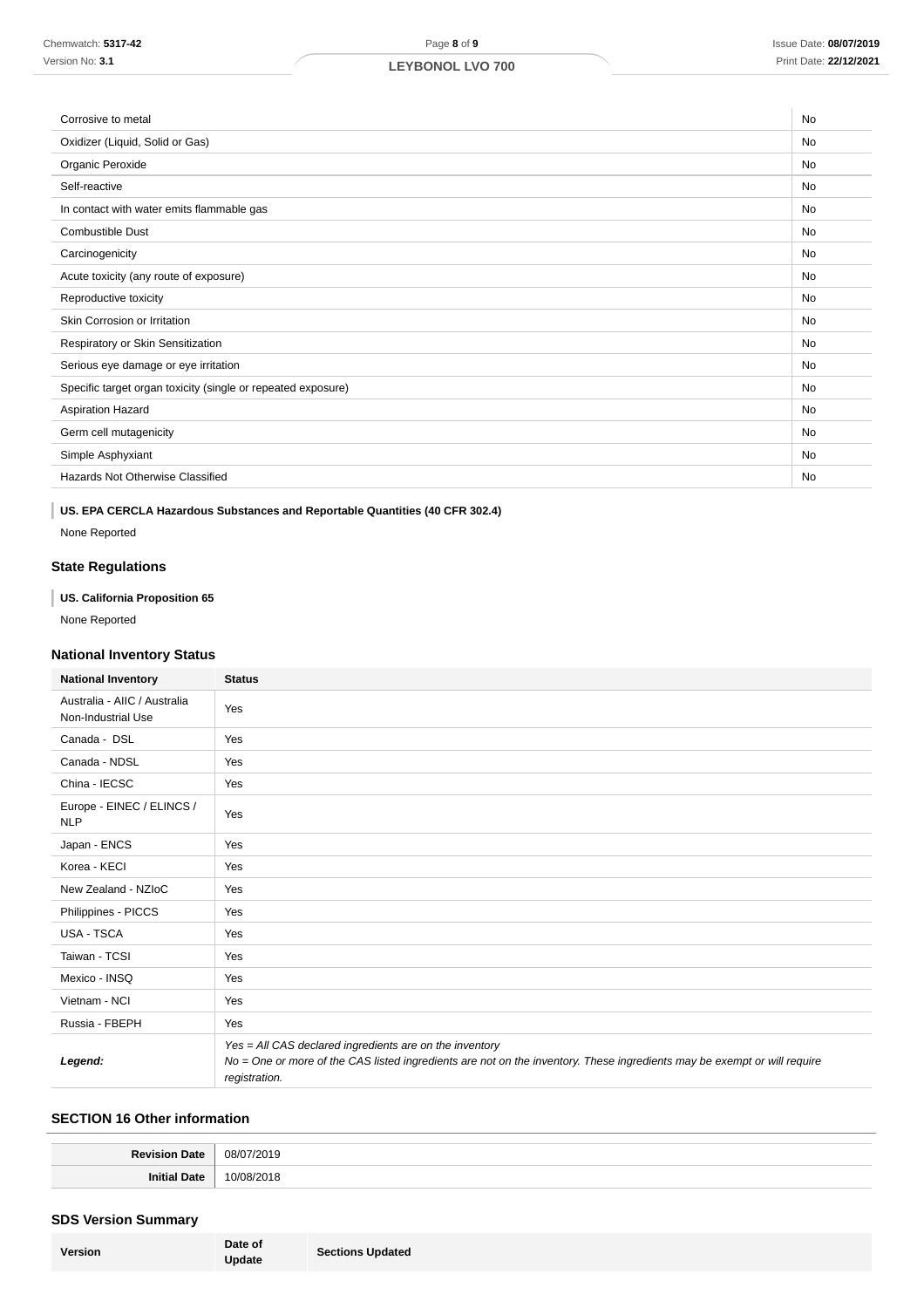| | |
|---|---|
| Corrosive to metal | No |
| Oxidizer (Liquid, Solid or Gas) | No |
| Organic Peroxide | No |
| Self-reactive | No |
| In contact with water emits flammable gas | No |
| Combustible Dust | No |
| Carcinogenicity | No |
| Acute toxicity (any route of exposure) | No |
| Reproductive toxicity | No |
| Skin Corrosion or Irritation | No |
| Respiratory or Skin Sensitization | No |
| Serious eye damage or eye irritation | No |
| Specific target organ toxicity (single or repeated exposure) | No |
| Aspiration Hazard | No |
| Germ cell mutagenicity | No |
| Simple Asphyxiant | No |
| Hazards Not Otherwise Classified | No |

**US. EPA CERCLA Hazardous Substances and Reportable Quantities (40 CFR 302.4)**

None Reported

### State Regulations

**US. California Proposition 65**

None Reported

### National Inventory Status

| National Inventory | Status |
|---|---|
| Australia - AIIC / Australia Non-Industrial Use | Yes |
| Canada - DSL | Yes |
| Canada - NDSL | Yes |
| China - IECSC | Yes |
| Europe - EINEC / ELINCS / NLP | Yes |
| Japan - ENCS | Yes |
| Korea - KECI | Yes |
| New Zealand - NZIoC | Yes |
| Philippines - PICCS | Yes |
| USA - TSCA | Yes |
| Taiwan - TCSI | Yes |
| Mexico - INSQ | Yes |
| Vietnam - NCI | Yes |
| Russia - FBEPH | Yes |
| ***Legend:*** | *Yes = All CAS declared ingredients are on the inventory*<br>*No = One or more of the CAS listed ingredients are not on the inventory. These ingredients may be exempt or will require registration.* |

### SECTION 16 Other information

| | |
|---|---|
| **Revision Date** | 08/07/2019 |
| **Initial Date** | 10/08/2018 |

### SDS Version Summary

| Version | Date of Update | Sections Updated |
|---|---|---|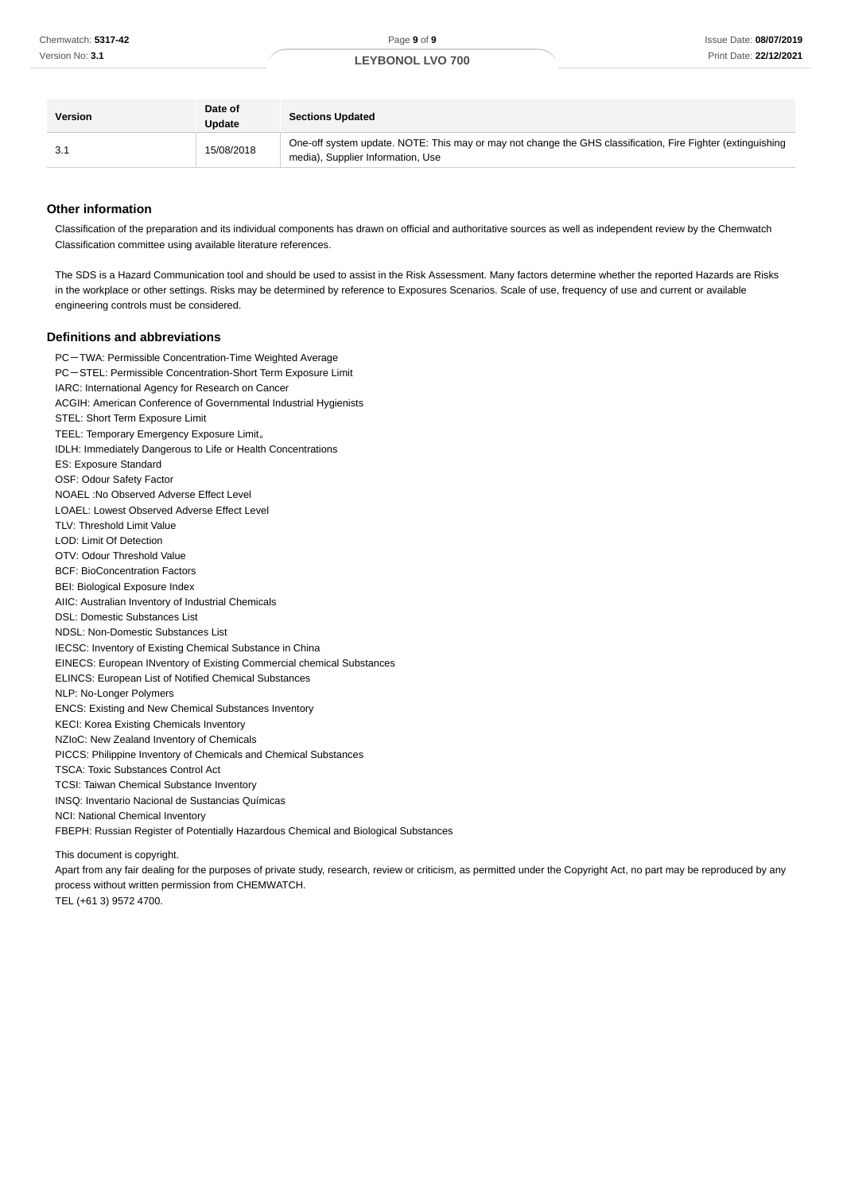| Version | Date of Update | Sections Updated |
|---|---|---|
| 3.1 | 15/08/2018 | One-off system update. NOTE: This may or may not change the GHS classification, Fire Fighter (extinguishing media), Supplier Information, Use |

### Other information

Classification of the preparation and its individual components has drawn on official and authoritative sources as well as independent review by the Chemwatch Classification committee using available literature references.

The SDS is a Hazard Communication tool and should be used to assist in the Risk Assessment. Many factors determine whether the reported Hazards are Risks in the workplace or other settings. Risks may be determined by reference to Exposures Scenarios. Scale of use, frequency of use and current or available engineering controls must be considered.

### Definitions and abbreviations

PC－TWA: Permissible Concentration-Time Weighted Average
PC－STEL: Permissible Concentration-Short Term Exposure Limit
IARC: International Agency for Research on Cancer
ACGIH: American Conference of Governmental Industrial Hygienists
STEL: Short Term Exposure Limit
TEEL: Temporary Emergency Exposure Limit。
IDLH: Immediately Dangerous to Life or Health Concentrations
ES: Exposure Standard
OSF: Odour Safety Factor
NOAEL :No Observed Adverse Effect Level
LOAEL: Lowest Observed Adverse Effect Level
TLV: Threshold Limit Value
LOD: Limit Of Detection
OTV: Odour Threshold Value
BCF: BioConcentration Factors
BEI: Biological Exposure Index
AIIC: Australian Inventory of Industrial Chemicals
DSL: Domestic Substances List
NDSL: Non-Domestic Substances List
IECSC: Inventory of Existing Chemical Substance in China
EINECS: European INventory of Existing Commercial chemical Substances
ELINCS: European List of Notified Chemical Substances
NLP: No-Longer Polymers
ENCS: Existing and New Chemical Substances Inventory
KECI: Korea Existing Chemicals Inventory
NZIoC: New Zealand Inventory of Chemicals
PICCS: Philippine Inventory of Chemicals and Chemical Substances
TSCA: Toxic Substances Control Act
TCSI: Taiwan Chemical Substance Inventory
INSQ: Inventario Nacional de Sustancias Químicas
NCI: National Chemical Inventory
FBEPH: Russian Register of Potentially Hazardous Chemical and Biological Substances

This document is copyright.
Apart from any fair dealing for the purposes of private study, research, review or criticism, as permitted under the Copyright Act, no part may be reproduced by any process without written permission from CHEMWATCH.
TEL (+61 3) 9572 4700.